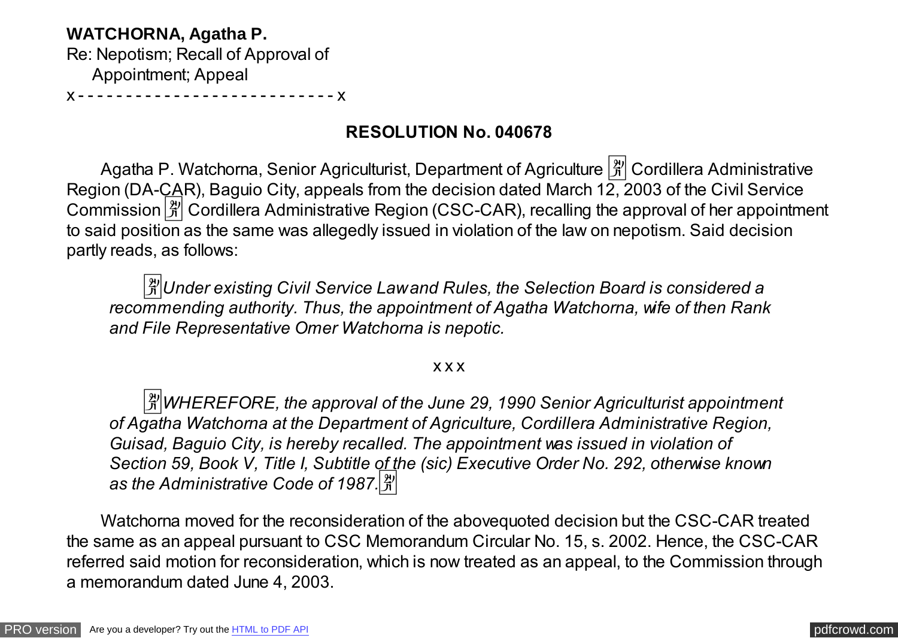**WATCHORNA, Agatha P.**
Re: Nepotism; Recall of Approval of
Appointment; Appeal
x - - - - - - - - - - - - - - - - - - - - - - - - - - x

**RESOLUTION No. 040678**

Agatha P. Watchorna, Senior Agriculturist, Department of Agriculture – Cordillera Administrative Region (DA-CAR), Baguio City, appeals from the decision dated March 12, 2003 of the Civil Service Commission – Cordillera Administrative Region (CSC-CAR), recalling the approval of her appointment to said position as the same was allegedly issued in violation of the law on nepotism. Said decision partly reads, as follows:

> "*Under existing Civil Service Law and Rules, the Selection Board is considered a recommending authority. Thus, the appointment of Agatha Watchorna, wife of then Rank and File Representative Omer Watchorna is nepotic.*
>
> x x x
>
> "*WHEREFORE, the approval of the June 29, 1990 Senior Agriculturist appointment of Agatha Watchorna at the Department of Agriculture, Cordillera Administrative Region, Guisad, Baguio City, is hereby recalled. The appointment was issued in violation of Section 59, Book V, Title I, Subtitle of the (sic) Executive Order No. 292, otherwise known as the Administrative Code of 1987.*"

Watchorna moved for the reconsideration of the abovequoted decision but the CSC-CAR treated the same as an appeal pursuant to CSC Memorandum Circular No. 15, s. 2002. Hence, the CSC-CAR referred said motion for reconsideration, which is now treated as an appeal, to the Commission through a memorandum dated June 4, 2003.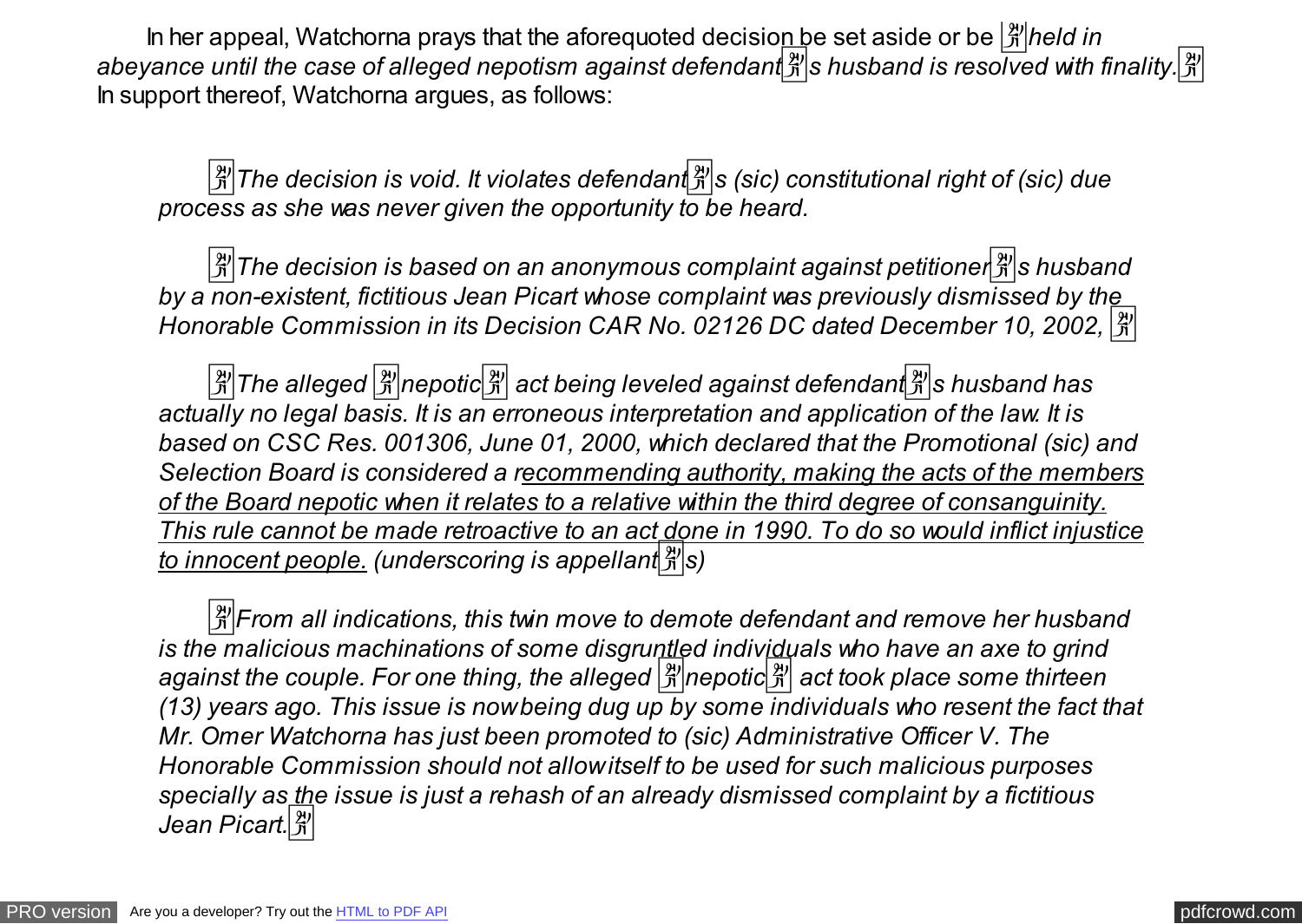In her appeal, Watchorna prays that the aforequoted decision be set aside or be 'held in abeyance until the case of alleged nepotism against defendant's husband is resolved with finality.' In support thereof, Watchorna argues, as follows:

> 'The decision is void. It violates defendant's (sic) constitutional right of (sic) due process as she was never given the opportunity to be heard.
>
> 'The decision is based on an anonymous complaint against petitioner's husband by a non-existent, fictitious Jean Picart whose complaint was previously dismissed by the Honorable Commission in its Decision CAR No. 02126 DC dated December 10, 2002, '
>
> 'The alleged 'nepotic' act being leveled against defendant's husband has actually no legal basis. It is an erroneous interpretation and application of the law. It is based on CSC Res. 001306, June 01, 2000, which declared that the Promotional (sic) and Selection Board is considered a recommending authority, making the acts of the members of the Board nepotic when it relates to a relative within the third degree of consanguinity. This rule cannot be made retroactive to an act done in 1990. To do so would inflict injustice to innocent people. (underscoring is appellant's)
>
> 'From all indications, this twin move to demote defendant and remove her husband is the malicious machinations of some disgruntled individuals who have an axe to grind against the couple. For one thing, the alleged 'nepotic' act took place some thirteen (13) years ago. This issue is now being dug up by some individuals who resent the fact that Mr. Omer Watchorna has just been promoted to (sic) Administrative Officer V. The Honorable Commission should not allow itself to be used for such malicious purposes specially as the issue is just a rehash of an already dismissed complaint by a fictitious Jean Picart.'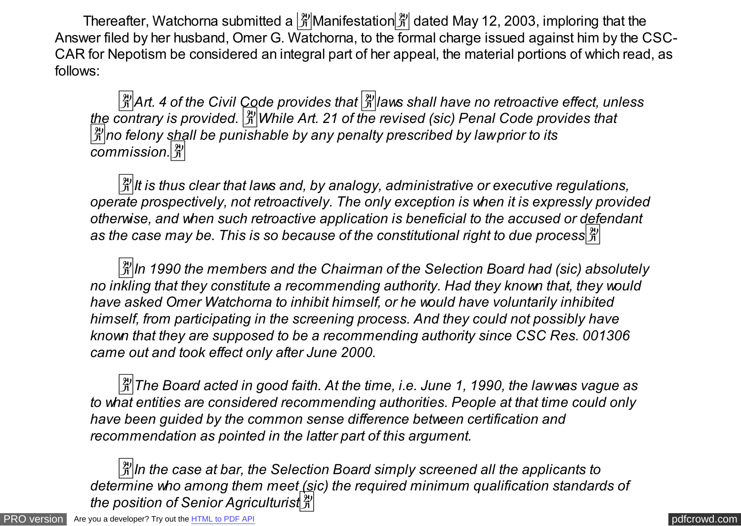Thereafter, Watchorna submitted a "Manifestation" dated May 12, 2003, imploring that the Answer filed by her husband, Omer G. Watchorna, to the formal charge issued against him by the CSC-CAR for Nepotism be considered an integral part of her appeal, the material portions of which read, as follows:

> "*Art. 4 of the Civil Code provides that "laws shall have no retroactive effect, unless the contrary is provided." While Art. 21 of the revised (sic) Penal Code provides that "no felony shall be punishable by any penalty prescribed by law prior to its commission."*
>
> "*It is thus clear that laws and, by analogy, administrative or executive regulations, operate prospectively, not retroactively. The only exception is when it is expressly provided otherwise, and when such retroactive application is beneficial to the accused or defendant as the case may be. This is so because of the constitutional right to due process"*
>
> "*In 1990 the members and the Chairman of the Selection Board had (sic) absolutely no inkling that they constitute a recommending authority. Had they known that, they would have asked Omer Watchorna to inhibit himself, or he would have voluntarily inhibited himself, from participating in the screening process. And they could not possibly have known that they are supposed to be a recommending authority since CSC Res. 001306 came out and took effect only after June 2000.*
>
> "*The Board acted in good faith. At the time, i.e. June 1, 1990, the law was vague as to what entities are considered recommending authorities. People at that time could only have been guided by the common sense difference between certification and recommendation as pointed in the latter part of this argument.*
>
> "*In the case at bar, the Selection Board simply screened all the applicants to determine who among them meet (sic) the required minimum qualification standards of the position of Senior Agriculturist"*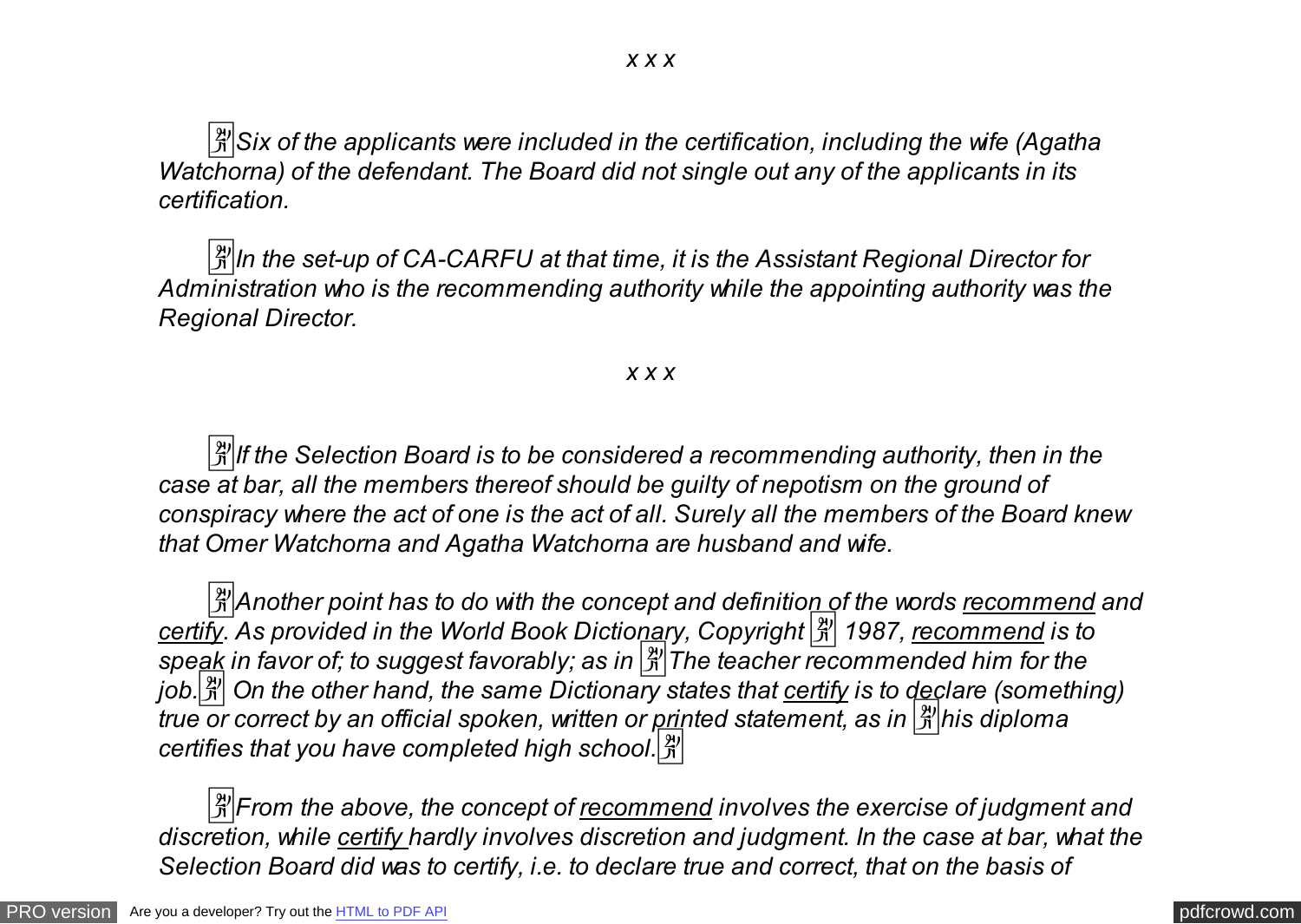*x x x*

*Six of the applicants were included in the certification, including the wife (Agatha Watchorna) of the defendant. The Board did not single out any of the applicants in its certification.*

*In the set-up of CA-CARFU at that time, it is the Assistant Regional Director for Administration who is the recommending authority while the appointing authority was the Regional Director.*

*x x x*

*If the Selection Board is to be considered a recommending authority, then in the case at bar, all the members thereof should be guilty of nepotism on the ground of conspiracy where the act of one is the act of all. Surely all the members of the Board knew that Omer Watchorna and Agatha Watchorna are husband and wife.*

*Another point has to do with the concept and definition of the words recommend and certify. As provided in the World Book Dictionary, Copyright 1987, recommend is to speak in favor of; to suggest favorably; as in The teacher recommended him for the job. On the other hand, the same Dictionary states that certify is to declare (something) true or correct by an official spoken, written or printed statement, as in his diploma certifies that you have completed high school.*

*From the above, the concept of recommend involves the exercise of judgment and discretion, while certify hardly involves discretion and judgment. In the case at bar, what the Selection Board did was to certify, i.e. to declare true and correct, that on the basis of*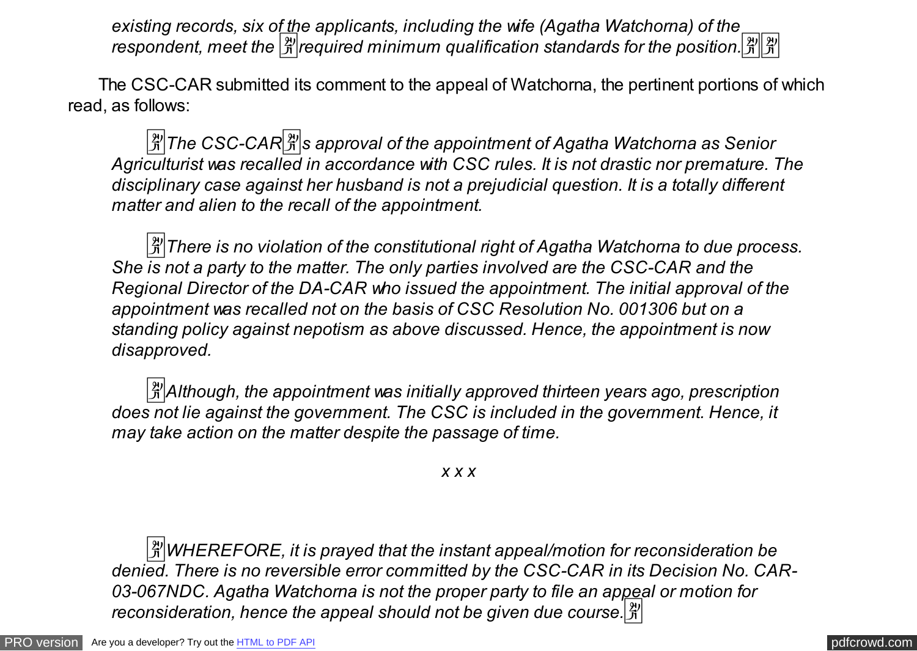*existing records, six of the applicants, including the wife (Agatha Watchorna) of the respondent, meet the required minimum qualification standards for the position.*

The CSC-CAR submitted its comment to the appeal of Watchorna, the pertinent portions of which read, as follows:

> *The CSC-CAR's approval of the appointment of Agatha Watchorna as Senior Agriculturist was recalled in accordance with CSC rules. It is not drastic nor premature. The disciplinary case against her husband is not a prejudicial question. It is a totally different matter and alien to the recall of the appointment.*
>
> *There is no violation of the constitutional right of Agatha Watchorna to due process. She is not a party to the matter. The only parties involved are the CSC-CAR and the Regional Director of the DA-CAR who issued the appointment. The initial approval of the appointment was recalled not on the basis of CSC Resolution No. 001306 but on a standing policy against nepotism as above discussed. Hence, the appointment is now disapproved.*
>
> *Although, the appointment was initially approved thirteen years ago, prescription does not lie against the government. The CSC is included in the government. Hence, it may take action on the matter despite the passage of time.*
>
> *x x x*
>
> *WHEREFORE, it is prayed that the instant appeal/motion for reconsideration be denied. There is no reversible error committed by the CSC-CAR in its Decision No. CAR-03-067NDC. Agatha Watchorna is not the proper party to file an appeal or motion for reconsideration, hence the appeal should not be given due course.*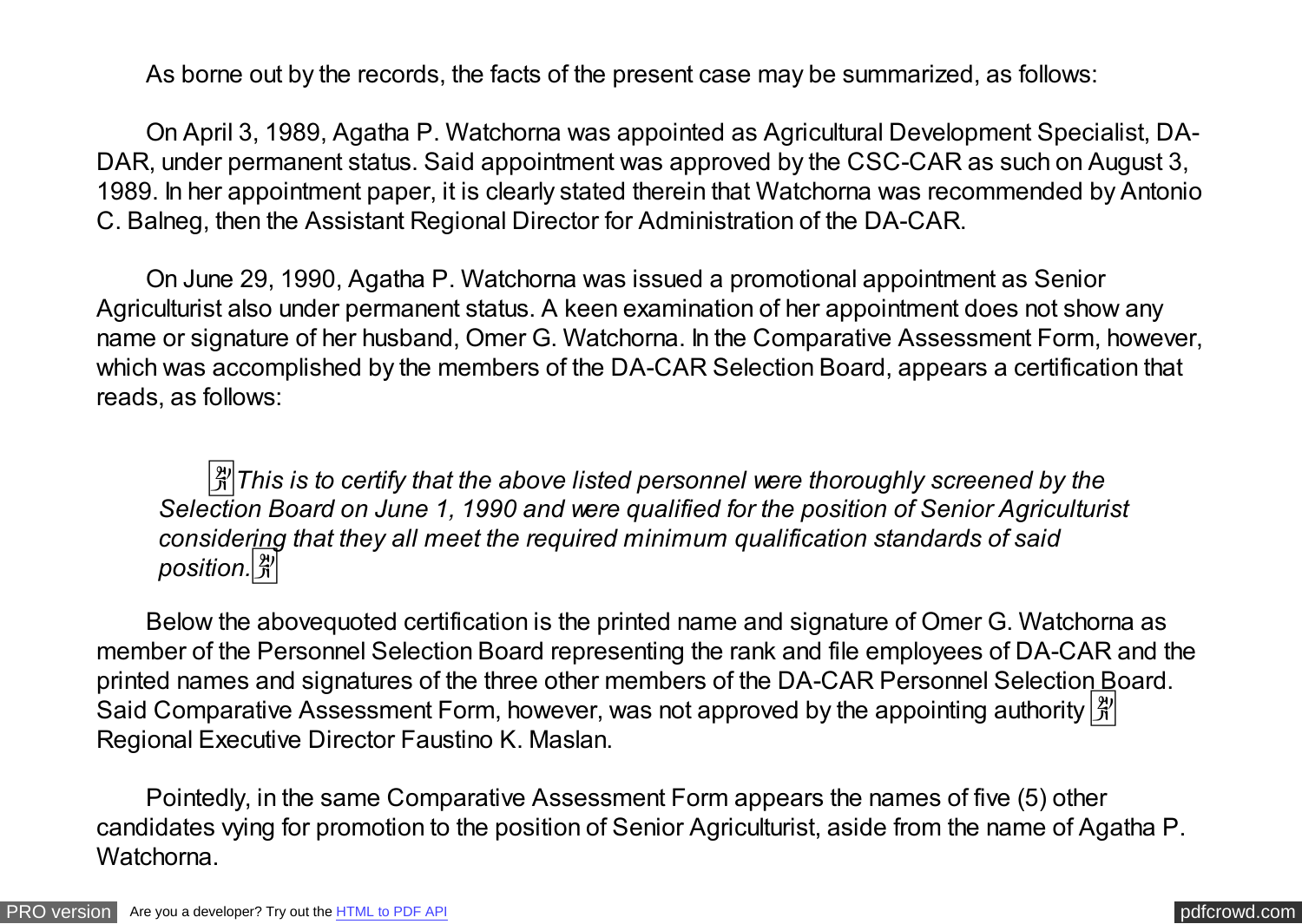As borne out by the records, the facts of the present case may be summarized, as follows:

On April 3, 1989, Agatha P. Watchorna was appointed as Agricultural Development Specialist, DA-DAR, under permanent status. Said appointment was approved by the CSC-CAR as such on August 3, 1989. In her appointment paper, it is clearly stated therein that Watchorna was recommended by Antonio C. Balneg, then the Assistant Regional Director for Administration of the DA-CAR.

On June 29, 1990, Agatha P. Watchorna was issued a promotional appointment as Senior Agriculturist also under permanent status. A keen examination of her appointment does not show any name or signature of her husband, Omer G. Watchorna. In the Comparative Assessment Form, however, which was accomplished by the members of the DA-CAR Selection Board, appears a certification that reads, as follows:

> "*This is to certify that the above listed personnel were thoroughly screened by the Selection Board on June 1, 1990 and were qualified for the position of Senior Agriculturist considering that they all meet the required minimum qualification standards of said position.*"

Below the abovequoted certification is the printed name and signature of Omer G. Watchorna as member of the Personnel Selection Board representing the rank and file employees of DA-CAR and the printed names and signatures of the three other members of the DA-CAR Personnel Selection Board. Said Comparative Assessment Form, however, was not approved by the appointing authority – Regional Executive Director Faustino K. Maslan.

Pointedly, in the same Comparative Assessment Form appears the names of five (5) other candidates vying for promotion to the position of Senior Agriculturist, aside from the name of Agatha P. Watchorna.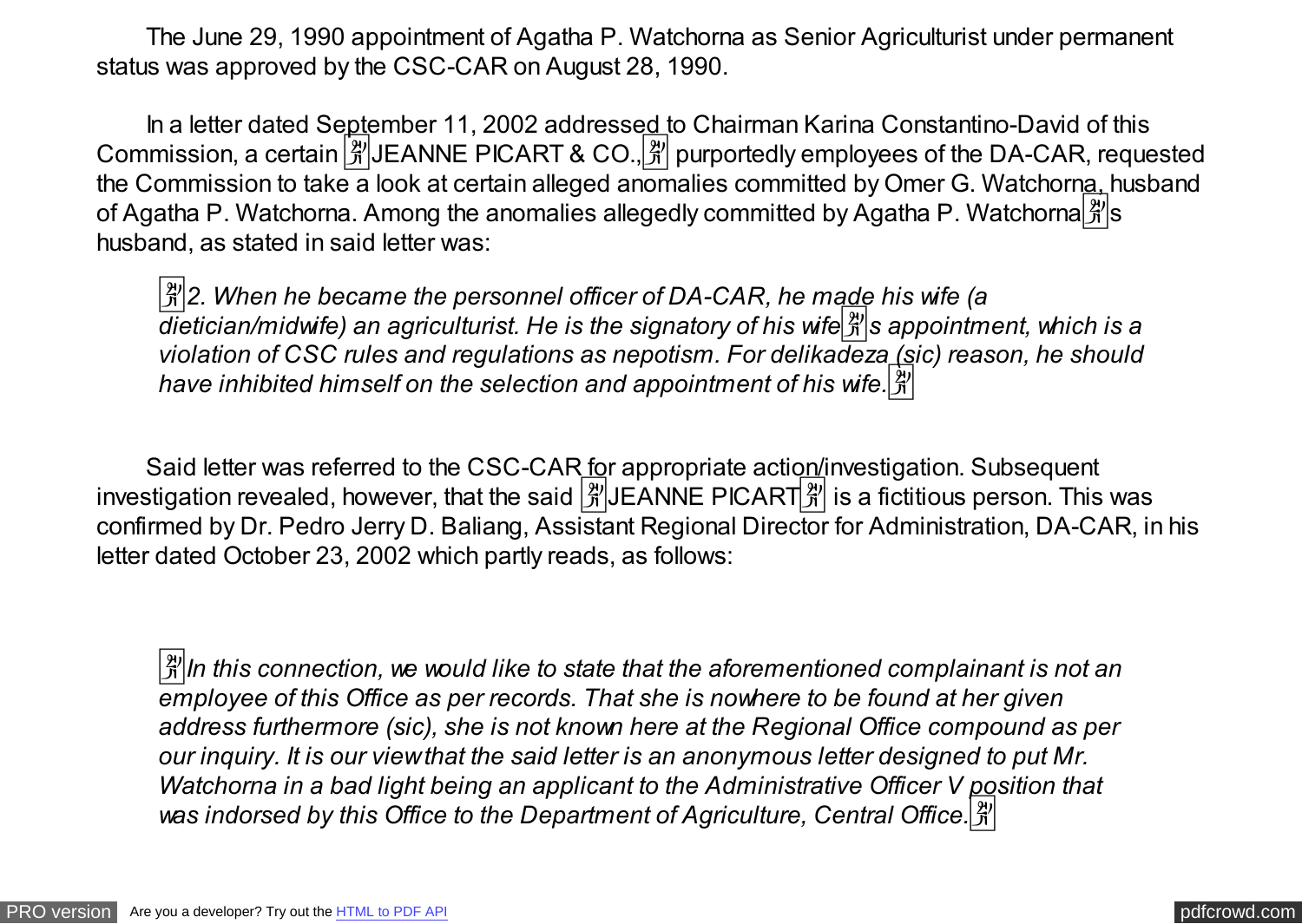The June 29, 1990 appointment of Agatha P. Watchorna as Senior Agriculturist under permanent status was approved by the CSC-CAR on August 28, 1990.

In a letter dated September 11, 2002 addressed to Chairman Karina Constantino-David of this Commission, a certain "JEANNE PICART & CO.," purportedly employees of the DA-CAR, requested the Commission to take a look at certain alleged anomalies committed by Omer G. Watchorna, husband of Agatha P. Watchorna. Among the anomalies allegedly committed by Agatha P. Watchorna's husband, as stated in said letter was:

> *"2. When he became the personnel officer of DA-CAR, he made his wife (a dietician/midwife) an agriculturist. He is the signatory of his wife's appointment, which is a violation of CSC rules and regulations as nepotism. For delikadeza (sic) reason, he should have inhibited himself on the selection and appointment of his wife."*

Said letter was referred to the CSC-CAR for appropriate action/investigation. Subsequent investigation revealed, however, that the said "JEANNE PICART" is a fictitious person. This was confirmed by Dr. Pedro Jerry D. Baliang, Assistant Regional Director for Administration, DA-CAR, in his letter dated October 23, 2002 which partly reads, as follows:

> *"In this connection, we would like to state that the aforementioned complainant is not an employee of this Office as per records. That she is nowhere to be found at her given address furthermore (sic), she is not known here at the Regional Office compound as per our inquiry. It is our view that the said letter is an anonymous letter designed to put Mr. Watchorna in a bad light being an applicant to the Administrative Officer V position that was indorsed by this Office to the Department of Agriculture, Central Office."*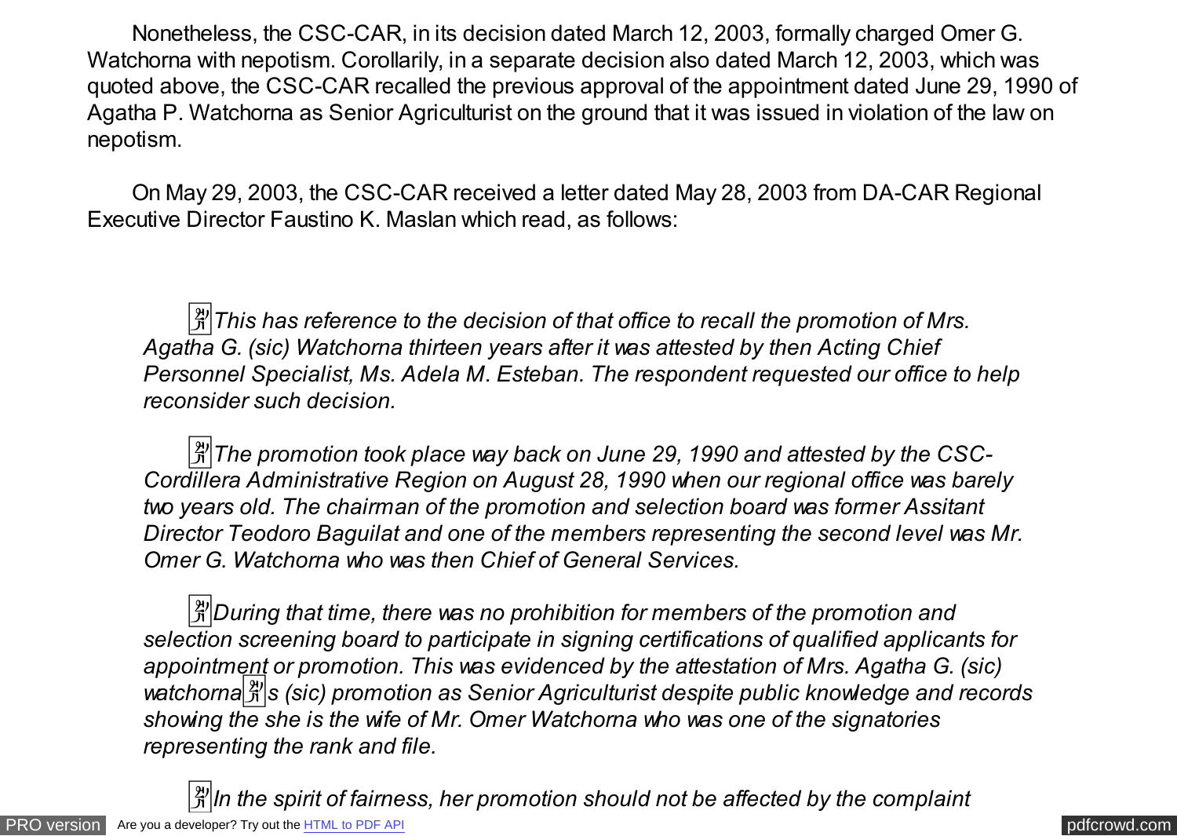Nonetheless, the CSC-CAR, in its decision dated March 12, 2003, formally charged Omer G. Watchorna with nepotism. Corollarily, in a separate decision also dated March 12, 2003, which was quoted above, the CSC-CAR recalled the previous approval of the appointment dated June 29, 1990 of Agatha P. Watchorna as Senior Agriculturist on the ground that it was issued in violation of the law on nepotism.

On May 29, 2003, the CSC-CAR received a letter dated May 28, 2003 from DA-CAR Regional Executive Director Faustino K. Maslan which read, as follows:

> *"This has reference to the decision of that office to recall the promotion of Mrs. Agatha G. (sic) Watchorna thirteen years after it was attested by then Acting Chief Personnel Specialist, Ms. Adela M. Esteban. The respondent requested our office to help reconsider such decision.*
>
> *"The promotion took place way back on June 29, 1990 and attested by the CSC-Cordillera Administrative Region on August 28, 1990 when our regional office was barely two years old. The chairman of the promotion and selection board was former Assitant Director Teodoro Baguilat and one of the members representing the second level was Mr. Omer G. Watchorna who was then Chief of General Services.*
>
> *"During that time, there was no prohibition for members of the promotion and selection screening board to participate in signing certifications of qualified applicants for appointment or promotion. This was evidenced by the attestation of Mrs. Agatha G. (sic) watchorna's (sic) promotion as Senior Agriculturist despite public knowledge and records showing the she is the wife of Mr. Omer Watchorna who was one of the signatories representing the rank and file.*
>
> *"In the spirit of fairness, her promotion should not be affected by the complaint*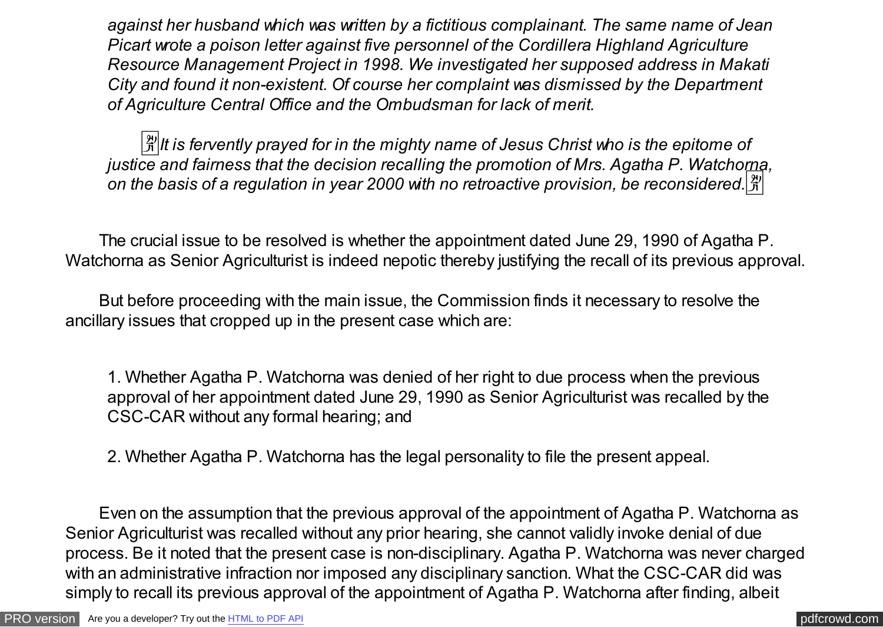*against her husband which was written by a fictitious complainant. The same name of Jean Picart wrote a poison letter against five personnel of the Cordillera Highland Agriculture Resource Management Project in 1998. We investigated her supposed address in Makati City and found it non-existent. Of course her complaint was dismissed by the Department of Agriculture Central Office and the Ombudsman for lack of merit.*

*"It is fervently prayed for in the mighty name of Jesus Christ who is the epitome of justice and fairness that the decision recalling the promotion of Mrs. Agatha P. Watchorna, on the basis of a regulation in year 2000 with no retroactive provision, be reconsidered."*

The crucial issue to be resolved is whether the appointment dated June 29, 1990 of Agatha P. Watchorna as Senior Agriculturist is indeed nepotic thereby justifying the recall of its previous approval.

But before proceeding with the main issue, the Commission finds it necessary to resolve the ancillary issues that cropped up in the present case which are:

1. Whether Agatha P. Watchorna was denied of her right to due process when the previous approval of her appointment dated June 29, 1990 as Senior Agriculturist was recalled by the CSC-CAR without any formal hearing; and

2. Whether Agatha P. Watchorna has the legal personality to file the present appeal.

Even on the assumption that the previous approval of the appointment of Agatha P. Watchorna as Senior Agriculturist was recalled without any prior hearing, she cannot validly invoke denial of due process. Be it noted that the present case is non-disciplinary. Agatha P. Watchorna was never charged with an administrative infraction nor imposed any disciplinary sanction. What the CSC-CAR did was simply to recall its previous approval of the appointment of Agatha P. Watchorna after finding, albeit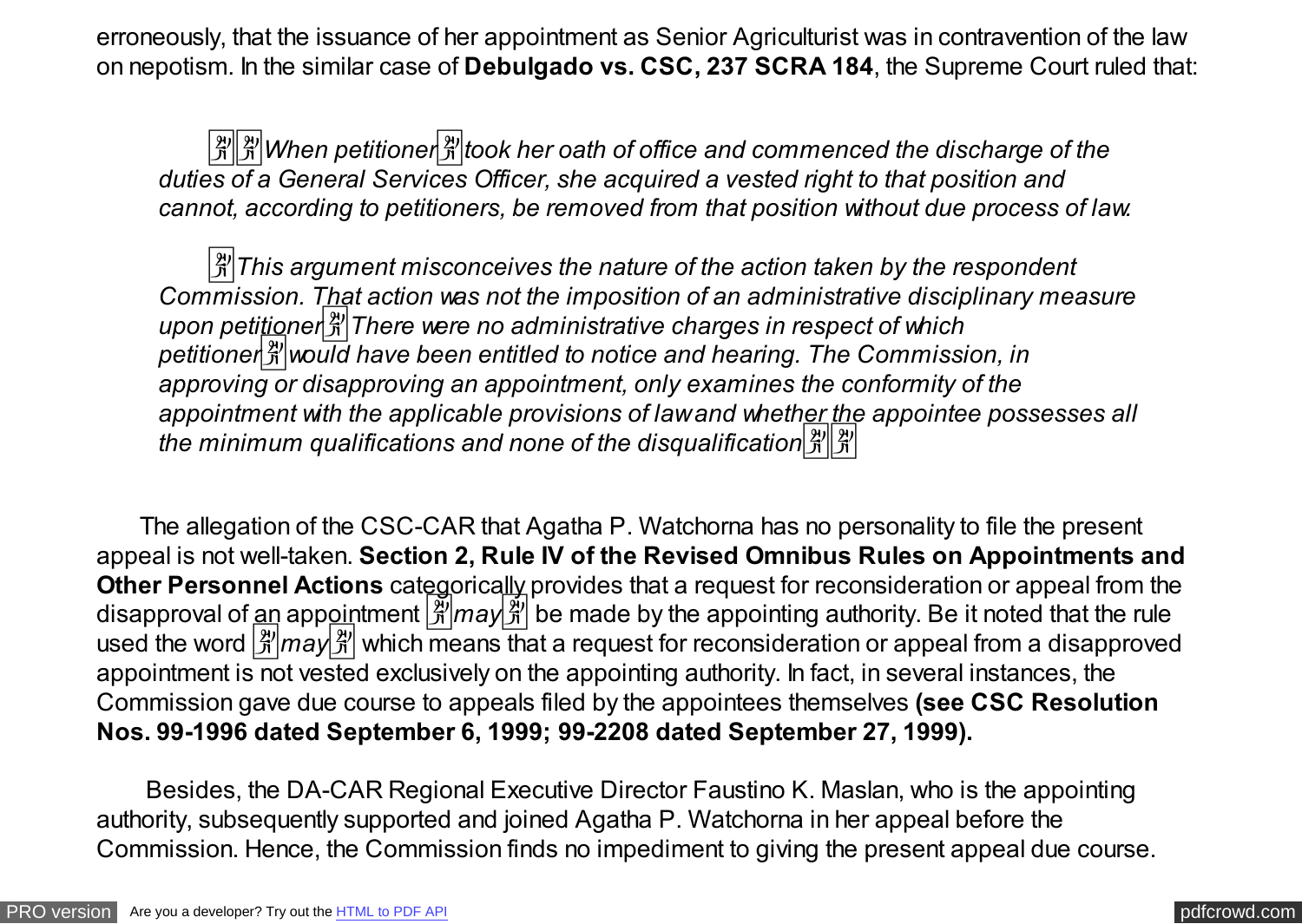erroneously, that the issuance of her appointment as Senior Agriculturist was in contravention of the law on nepotism. In the similar case of **Debulgado vs. CSC, 237 SCRA 184**, the Supreme Court ruled that:

> ""*When petitioner took her oath of office and commenced the discharge of the duties of a General Services Officer, she acquired a vested right to that position and cannot, according to petitioners, be removed from that position without due process of law.*
>
> "*This argument misconceives the nature of the action taken by the respondent Commission. That action was not the imposition of an administrative disciplinary measure upon petitioner. There were no administrative charges in respect of which petitioner would have been entitled to notice and hearing. The Commission, in approving or disapproving an appointment, only examines the conformity of the appointment with the applicable provisions of law and whether the appointee possesses all the minimum qualifications and none of the disqualification.*""

The allegation of the CSC-CAR that Agatha P. Watchorna has no personality to file the present appeal is not well-taken. **Section 2, Rule IV of the Revised Omnibus Rules on Appointments and Other Personnel Actions** categorically provides that a request for reconsideration or appeal from the disapproval of an appointment "*may*" be made by the appointing authority. Be it noted that the rule used the word "*may*" which means that a request for reconsideration or appeal from a disapproved appointment is not vested exclusively on the appointing authority. In fact, in several instances, the Commission gave due course to appeals filed by the appointees themselves **(see CSC Resolution Nos. 99-1996 dated September 6, 1999; 99-2208 dated September 27, 1999).**

Besides, the DA-CAR Regional Executive Director Faustino K. Maslan, who is the appointing authority, subsequently supported and joined Agatha P. Watchorna in her appeal before the Commission. Hence, the Commission finds no impediment to giving the present appeal due course.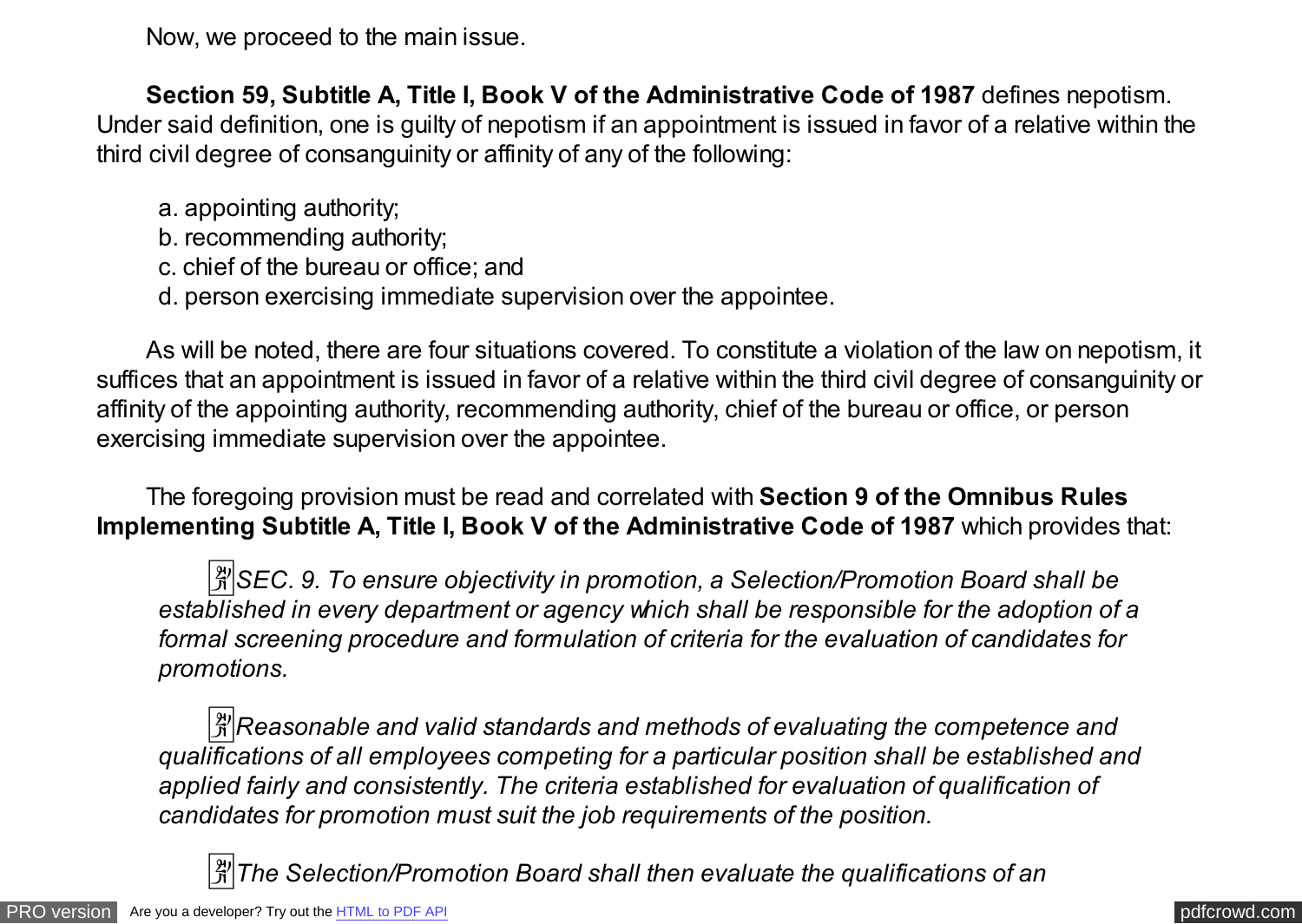Now, we proceed to the main issue.

**Section 59, Subtitle A, Title I, Book V of the Administrative Code of 1987** defines nepotism. Under said definition, one is guilty of nepotism if an appointment is issued in favor of a relative within the third civil degree of consanguinity or affinity of any of the following:

a. appointing authority;
b. recommending authority;
c. chief of the bureau or office; and
d. person exercising immediate supervision over the appointee.

As will be noted, there are four situations covered. To constitute a violation of the law on nepotism, it suffices that an appointment is issued in favor of a relative within the third civil degree of consanguinity or affinity of the appointing authority, recommending authority, chief of the bureau or office, or person exercising immediate supervision over the appointee.

The foregoing provision must be read and correlated with **Section 9 of the Omnibus Rules Implementing Subtitle A, Title I, Book V of the Administrative Code of 1987** which provides that:

> *SEC. 9. To ensure objectivity in promotion, a Selection/Promotion Board shall be established in every department or agency which shall be responsible for the adoption of a formal screening procedure and formulation of criteria for the evaluation of candidates for promotions.*
>
> *Reasonable and valid standards and methods of evaluating the competence and qualifications of all employees competing for a particular position shall be established and applied fairly and consistently. The criteria established for evaluation of qualification of candidates for promotion must suit the job requirements of the position.*
>
> *The Selection/Promotion Board shall then evaluate the qualifications of an*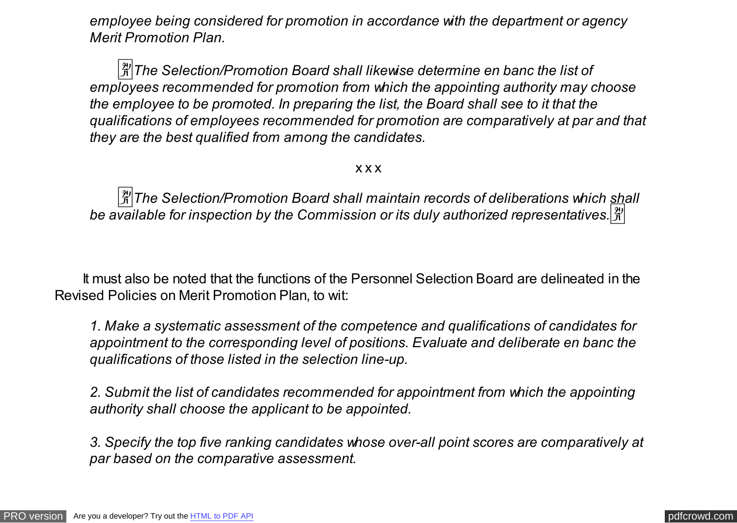*employee being considered for promotion in accordance with the department or agency Merit Promotion Plan.*

*The Selection/Promotion Board shall likewise determine en banc the list of employees recommended for promotion from which the appointing authority may choose the employee to be promoted. In preparing the list, the Board shall see to it that the qualifications of employees recommended for promotion are comparatively at par and that they are the best qualified from among the candidates.*

x x x

*The Selection/Promotion Board shall maintain records of deliberations which shall be available for inspection by the Commission or its duly authorized representatives.*

It must also be noted that the functions of the Personnel Selection Board are delineated in the Revised Policies on Merit Promotion Plan, to wit:

*1. Make a systematic assessment of the competence and qualifications of candidates for appointment to the corresponding level of positions. Evaluate and deliberate en banc the qualifications of those listed in the selection line-up.*

*2. Submit the list of candidates recommended for appointment from which the appointing authority shall choose the applicant to be appointed.*

*3. Specify the top five ranking candidates whose over-all point scores are comparatively at par based on the comparative assessment.*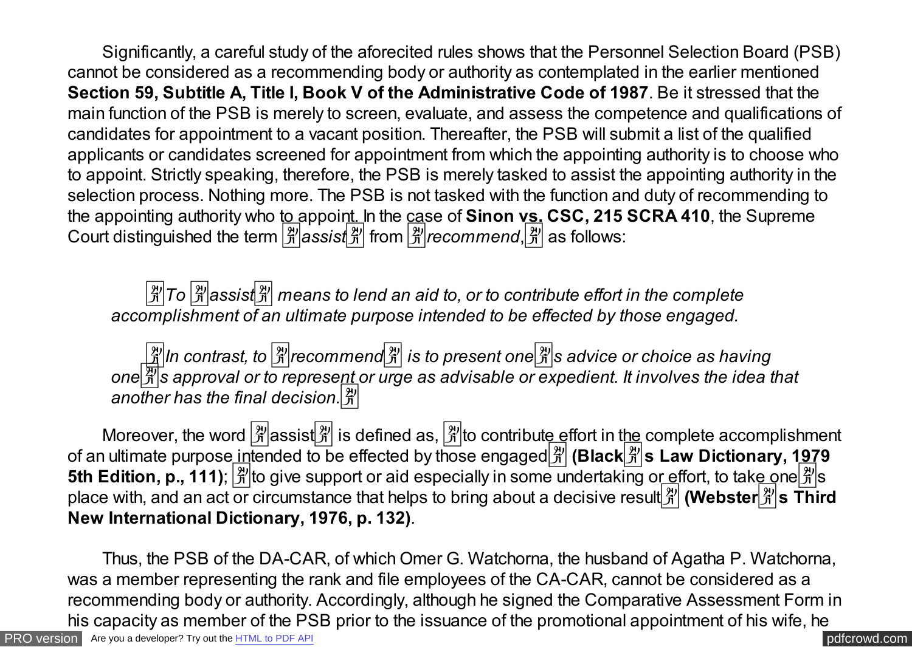Significantly, a careful study of the aforecited rules shows that the Personnel Selection Board (PSB) cannot be considered as a recommending body or authority as contemplated in the earlier mentioned **Section 59, Subtitle A, Title I, Book V of the Administrative Code of 1987**. Be it stressed that the main function of the PSB is merely to screen, evaluate, and assess the competence and qualifications of candidates for appointment to a vacant position. Thereafter, the PSB will submit a list of the qualified applicants or candidates screened for appointment from which the appointing authority is to choose who to appoint. Strictly speaking, therefore, the PSB is merely tasked to assist the appointing authority in the selection process. Nothing more. The PSB is not tasked with the function and duty of recommending to the appointing authority who to appoint. In the case of **Sinon vs. CSC, 215 SCRA 410**, the Supreme Court distinguished the term "*assist*" from "*recommend*," as follows:

> *"To "assist" means to lend an aid to, or to contribute effort in the complete accomplishment of an ultimate purpose intended to be effected by those engaged.*
>
> *"In contrast, to "recommend" is to present one's advice or choice as having one's approval or to represent or urge as advisable or expedient. It involves the idea that another has the final decision."*

Moreover, the word "assist" is defined as, "to contribute effort in the complete accomplishment of an ultimate purpose intended to be effected by those engaged" **(Black's Law Dictionary, 1979 5th Edition, p., 111)**; "to give support or aid especially in some undertaking or effort, to take one's place with, and an act or circumstance that helps to bring about a decisive result" **(Webster's Third New International Dictionary, 1976, p. 132)**.

Thus, the PSB of the DA-CAR, of which Omer G. Watchorna, the husband of Agatha P. Watchorna, was a member representing the rank and file employees of the CA-CAR, cannot be considered as a recommending body or authority. Accordingly, although he signed the Comparative Assessment Form in his capacity as member of the PSB prior to the issuance of the promotional appointment of his wife, he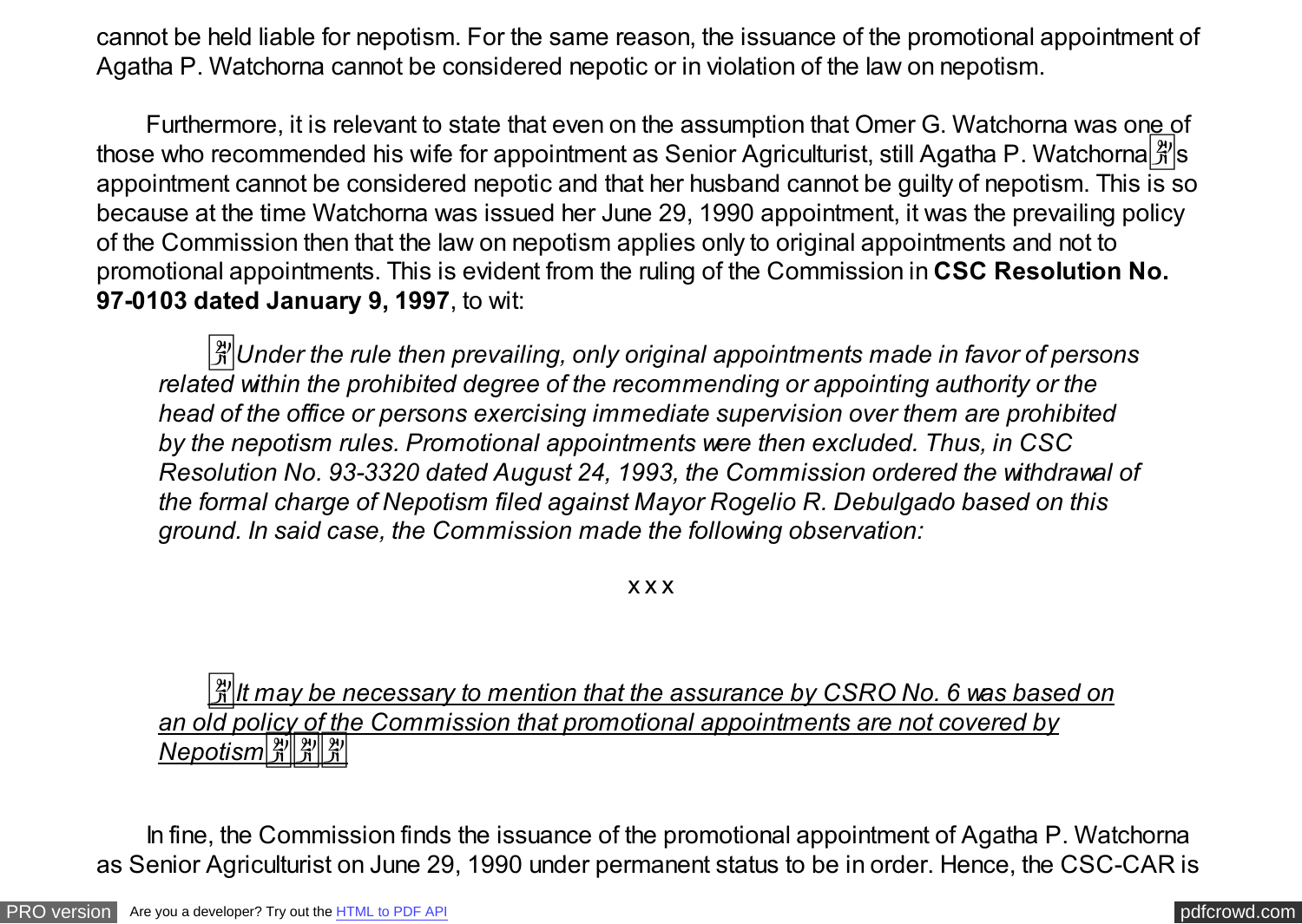cannot be held liable for nepotism. For the same reason, the issuance of the promotional appointment of Agatha P. Watchorna cannot be considered nepotic or in violation of the law on nepotism.

Furthermore, it is relevant to state that even on the assumption that Omer G. Watchorna was one of those who recommended his wife for appointment as Senior Agriculturist, still Agatha P. Watchorna's appointment cannot be considered nepotic and that her husband cannot be guilty of nepotism. This is so because at the time Watchorna was issued her June 29, 1990 appointment, it was the prevailing policy of the Commission then that the law on nepotism applies only to original appointments and not to promotional appointments. This is evident from the ruling of the Commission in **CSC Resolution No. 97-0103 dated January 9, 1997**, to wit:

> "*Under the rule then prevailing, only original appointments made in favor of persons related within the prohibited degree of the recommending or appointing authority or the head of the office or persons exercising immediate supervision over them are prohibited by the nepotism rules. Promotional appointments were then excluded. Thus, in CSC Resolution No. 93-3320 dated August 24, 1993, the Commission ordered the withdrawal of the formal charge of Nepotism filed against Mayor Rogelio R. Debulgado based on this ground. In said case, the Commission made the following observation:*
>
> x x x
>
> '*<u>It may be necessary to mention that the assurance by CSRO No. 6 was based on an old policy of the Commission that promotional appointments are not covered by Nepotism</u>*'"

In fine, the Commission finds the issuance of the promotional appointment of Agatha P. Watchorna as Senior Agriculturist on June 29, 1990 under permanent status to be in order. Hence, the CSC-CAR is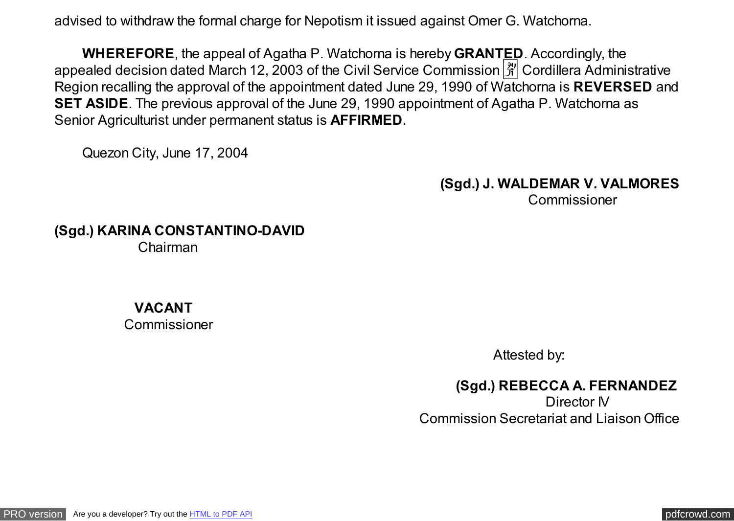advised to withdraw the formal charge for Nepotism it issued against Omer G. Watchorna.

**WHEREFORE**, the appeal of Agatha P. Watchorna is hereby **GRANTED**. Accordingly, the appealed decision dated March 12, 2003 of the Civil Service Commission – Cordillera Administrative Region recalling the approval of the appointment dated June 29, 1990 of Watchorna is **REVERSED** and **SET ASIDE**. The previous approval of the June 29, 1990 appointment of Agatha P. Watchorna as Senior Agriculturist under permanent status is **AFFIRMED**.

Quezon City, June 17, 2004

**(Sgd.) J. WALDEMAR V. VALMORES**
Commissioner

**(Sgd.) KARINA CONSTANTINO-DAVID**
Chairman

**VACANT**
Commissioner

Attested by:

**(Sgd.) REBECCA A. FERNANDEZ**
Director IV
Commission Secretariat and Liaison Office